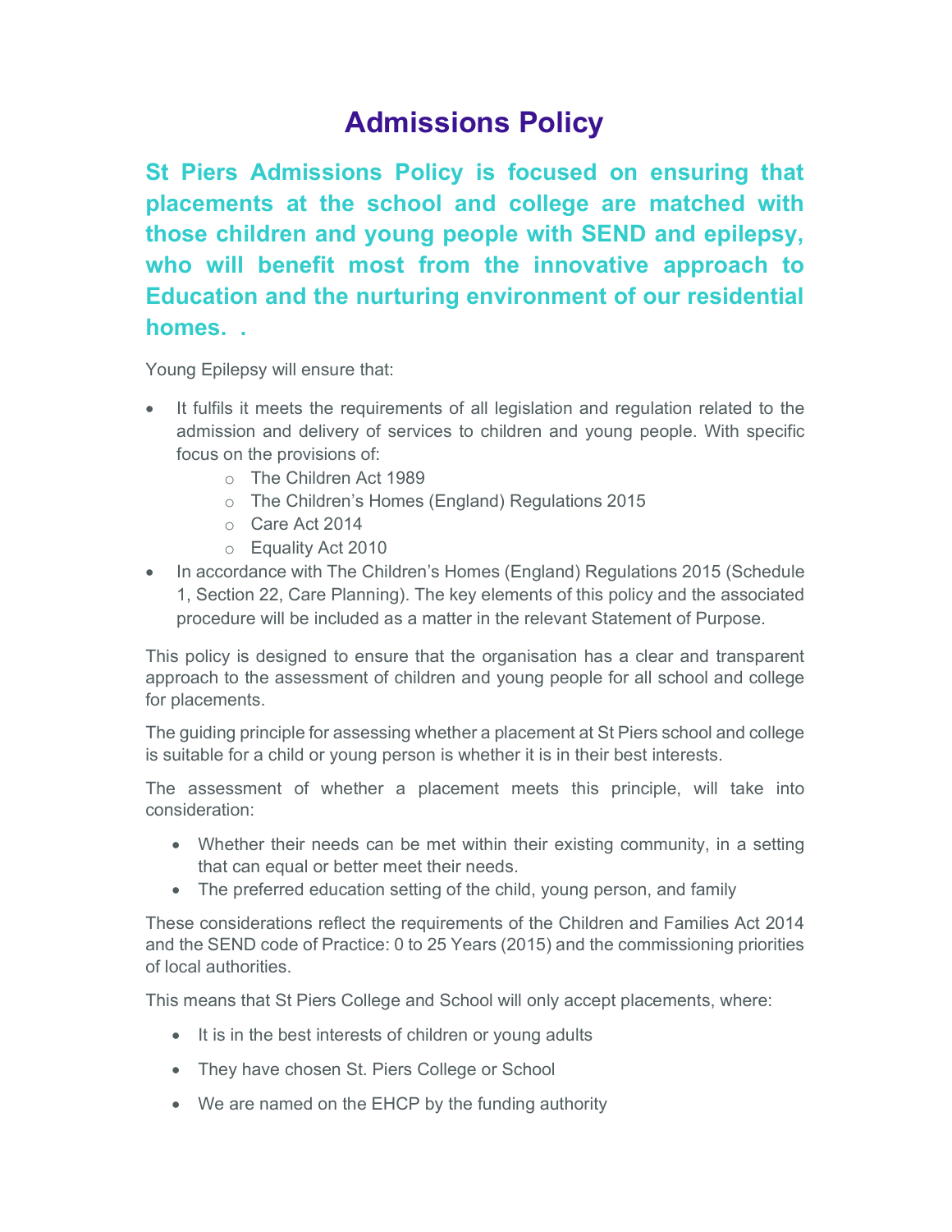# Admissions Policy

**St Piers Admissions Policy is focused on ensuring that placements at the school and college are matched with those children and young people with SEND and epilepsy, who will benefit most from the innovative approach to Education and the nurturing environment of our residential homes. .**

Young Epilepsy will ensure that:

- It fulfils it meets the requirements of all legislation and regulation related to the admission and delivery of services to children and young people. With specific focus on the provisions of:
  - The Children Act 1989
  - The Children's Homes (England) Regulations 2015
  - Care Act 2014
  - Equality Act 2010
- In accordance with The Children's Homes (England) Regulations 2015 (Schedule 1, Section 22, Care Planning). The key elements of this policy and the associated procedure will be included as a matter in the relevant Statement of Purpose.

This policy is designed to ensure that the organisation has a clear and transparent approach to the assessment of children and young people for all school and college for placements.

The guiding principle for assessing whether a placement at St Piers school and college is suitable for a child or young person is whether it is in their best interests.

The assessment of whether a placement meets this principle, will take into consideration:

- Whether their needs can be met within their existing community, in a setting that can equal or better meet their needs.
- The preferred education setting of the child, young person, and family

These considerations reflect the requirements of the Children and Families Act 2014 and the SEND code of Practice: 0 to 25 Years (2015) and the commissioning priorities of local authorities.

This means that St Piers College and School will only accept placements, where:

- It is in the best interests of children or young adults
- They have chosen St. Piers College or School
- We are named on the EHCP by the funding authority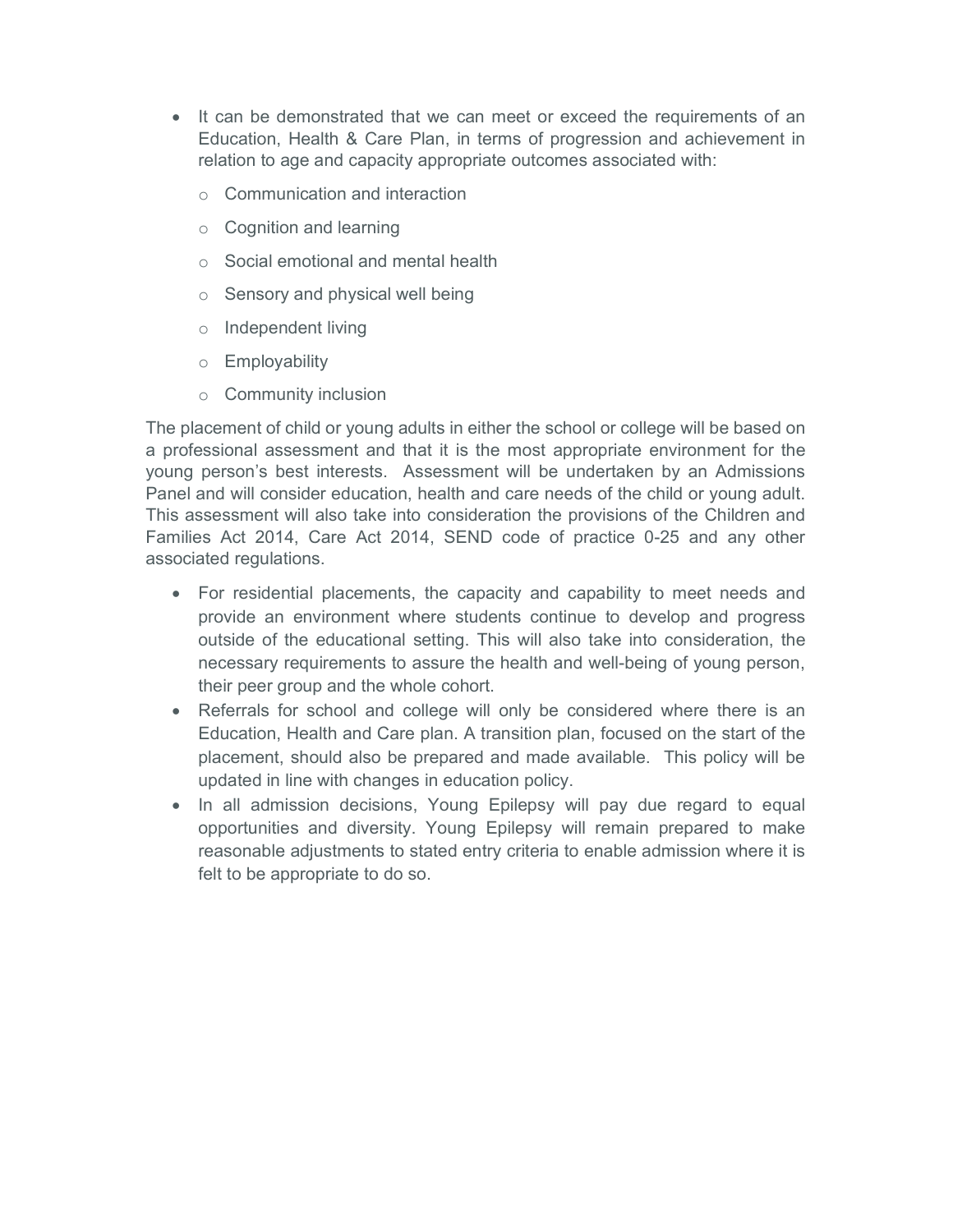- It can be demonstrated that we can meet or exceed the requirements of an Education, Health & Care Plan, in terms of progression and achievement in relation to age and capacity appropriate outcomes associated with:
  - Communication and interaction
  - Cognition and learning
  - Social emotional and mental health
  - Sensory and physical well being
  - Independent living
  - Employability
  - Community inclusion

The placement of child or young adults in either the school or college will be based on a professional assessment and that it is the most appropriate environment for the young person's best interests. Assessment will be undertaken by an Admissions Panel and will consider education, health and care needs of the child or young adult. This assessment will also take into consideration the provisions of the Children and Families Act 2014, Care Act 2014, SEND code of practice 0-25 and any other associated regulations.

- For residential placements, the capacity and capability to meet needs and provide an environment where students continue to develop and progress outside of the educational setting. This will also take into consideration, the necessary requirements to assure the health and well-being of young person, their peer group and the whole cohort.
- Referrals for school and college will only be considered where there is an Education, Health and Care plan. A transition plan, focused on the start of the placement, should also be prepared and made available. This policy will be updated in line with changes in education policy.
- In all admission decisions, Young Epilepsy will pay due regard to equal opportunities and diversity. Young Epilepsy will remain prepared to make reasonable adjustments to stated entry criteria to enable admission where it is felt to be appropriate to do so.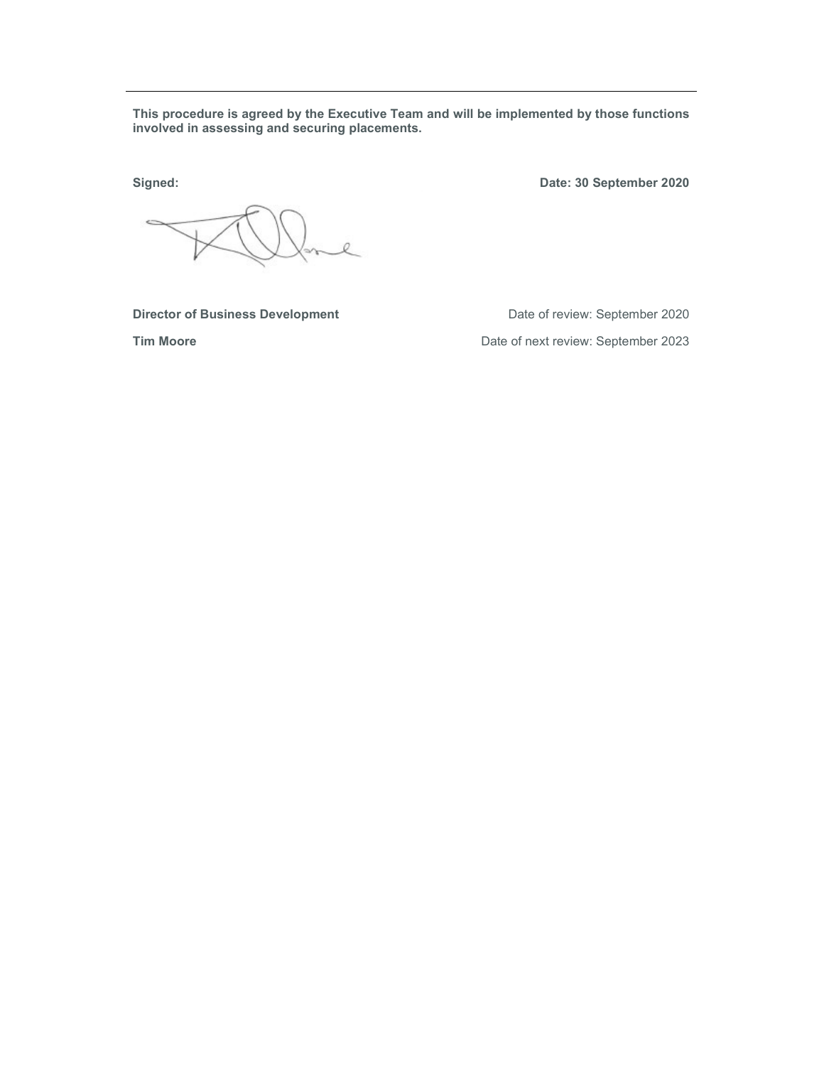---

**This procedure is agreed by the Executive Team and will be implemented by those functions involved in assessing and securing placements.**

**Signed:** **Date: 30 September 2020**

**Director of Business Development** Date of review: September 2020

**Tim Moore** Date of next review: September 2023